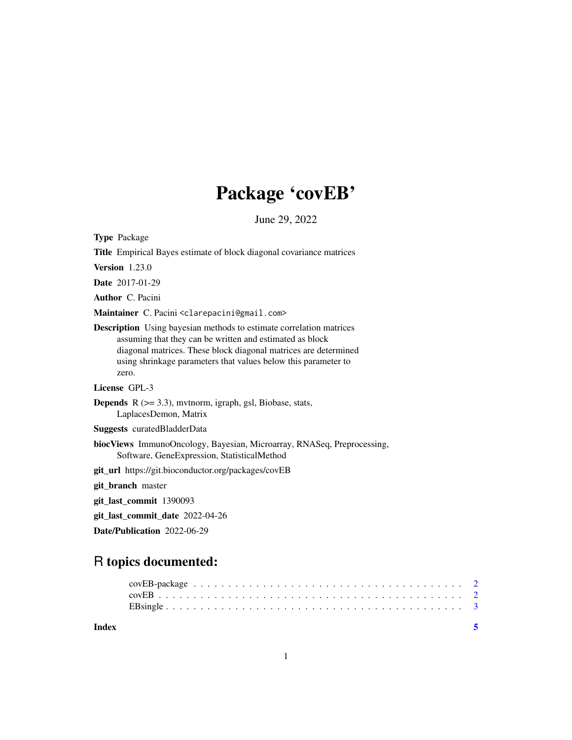# Package 'covEB'

June 29, 2022

**Type** Package

**Title** Empirical Bayes estimate of block diagonal covariance matrices

**Version** 1.23.0

**Date** 2017-01-29

**Author** C. Pacini

**Maintainer** C. Pacini <clarepacini@gmail.com>

**Description** Using bayesian methods to estimate correlation matrices assuming that they can be written and estimated as block diagonal matrices. These block diagonal matrices are determined using shrinkage parameters that values below this parameter to zero.

**License** GPL-3

**Depends** R (>= 3.3), mvtnorm, igraph, gsl, Biobase, stats, LaplacesDemon, Matrix

**Suggests** curatedBladderData

**biocViews** ImmunoOncology, Bayesian, Microarray, RNASeq, Preprocessing, Software, GeneExpression, StatisticalMethod

**git_url** https://git.bioconductor.org/packages/covEB

**git_branch** master

**git_last_commit** 1390093

**git_last_commit_date** 2022-04-26

**Date/Publication** 2022-06-29

## R topics documented:

- covEB-package . . . . . . . . . . . . . . . . . . . . . . . . . . . . . . . . . . . . . . . . 2
- covEB . . . . . . . . . . . . . . . . . . . . . . . . . . . . . . . . . . . . . . . . . . . . 2
- EBsingle . . . . . . . . . . . . . . . . . . . . . . . . . . . . . . . . . . . . . . . . . . . 3

**Index** 5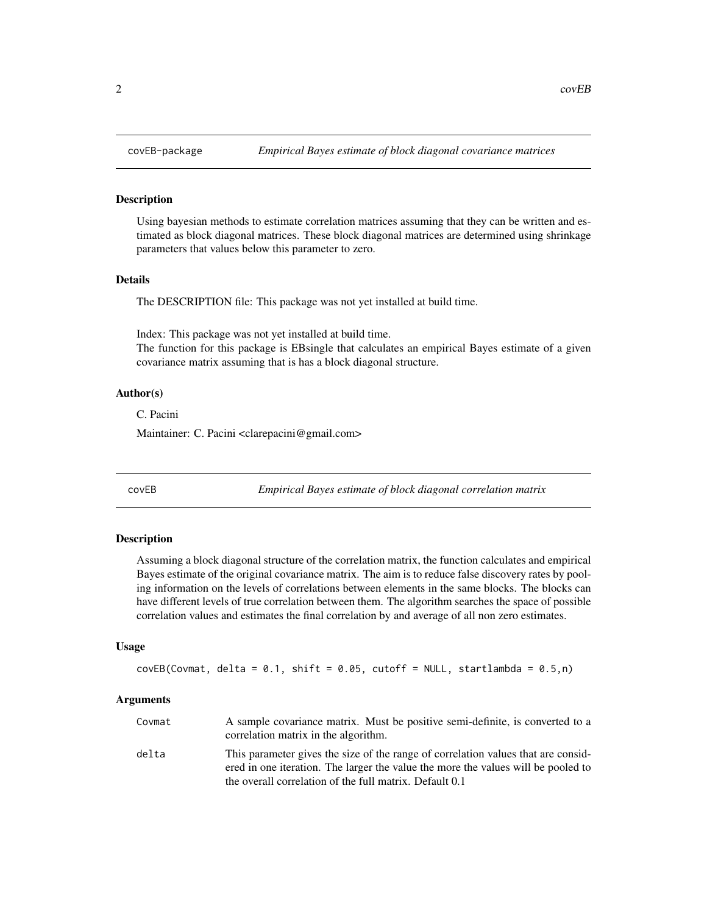## covEB-package *Empirical Bayes estimate of block diagonal covariance matrices*

### Description

Using bayesian methods to estimate correlation matrices assuming that they can be written and estimated as block diagonal matrices. These block diagonal matrices are determined using shrinkage parameters that values below this parameter to zero.

### Details

The DESCRIPTION file: This package was not yet installed at build time.

Index: This package was not yet installed at build time.
The function for this package is EBsingle that calculates an empirical Bayes estimate of a given covariance matrix assuming that is has a block diagonal structure.

### Author(s)

C. Pacini

Maintainer: C. Pacini <clarepacini@gmail.com>

## covEB *Empirical Bayes estimate of block diagonal correlation matrix*

### Description

Assuming a block diagonal structure of the correlation matrix, the function calculates and empirical Bayes estimate of the original covariance matrix. The aim is to reduce false discovery rates by pooling information on the levels of correlations between elements in the same blocks. The blocks can have different levels of true correlation between them. The algorithm searches the space of possible correlation values and estimates the final correlation by and average of all non zero estimates.

### Usage

```
covEB(Covmat, delta = 0.1, shift = 0.05, cutoff = NULL, startlambda = 0.5,n)
```

### Arguments

| | |
|---|---|
| Covmat | A sample covariance matrix. Must be positive semi-definite, is converted to a correlation matrix in the algorithm. |
| delta | This parameter gives the size of the range of correlation values that are considered in one iteration. The larger the value the more the values will be pooled to the overall correlation of the full matrix. Default 0.1 |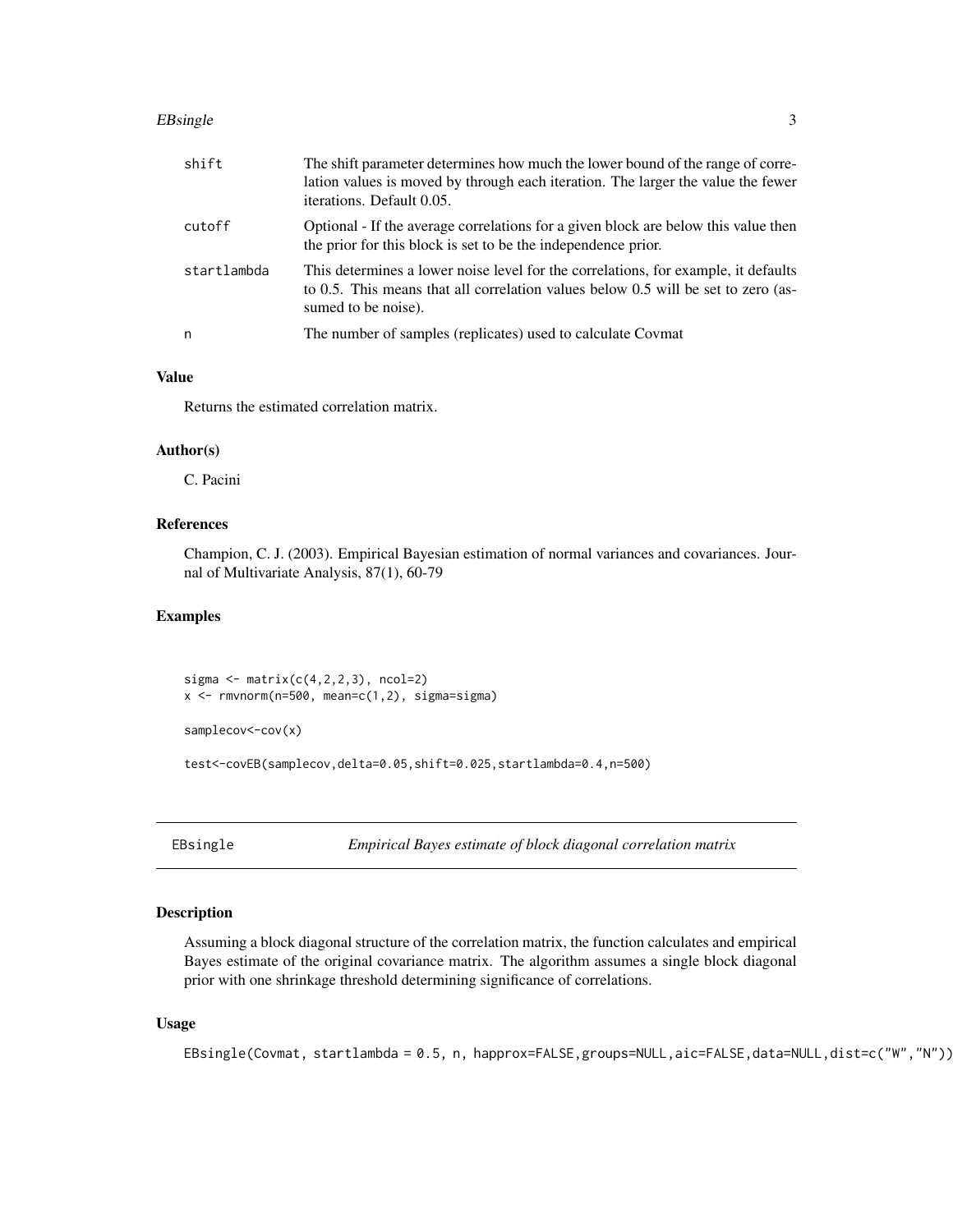| | |
|---|---|
| shift | The shift parameter determines how much the lower bound of the range of correlation values is moved by through each iteration. The larger the value the fewer iterations. Default 0.05. |
| cutoff | Optional - If the average correlations for a given block are below this value then the prior for this block is set to be the independence prior. |
| startlambda | This determines a lower noise level for the correlations, for example, it defaults to 0.5. This means that all correlation values below 0.5 will be set to zero (assumed to be noise). |
| n | The number of samples (replicates) used to calculate Covmat |

### Value

Returns the estimated correlation matrix.

### Author(s)

C. Pacini

### References

Champion, C. J. (2003). Empirical Bayesian estimation of normal variances and covariances. Journal of Multivariate Analysis, 87(1), 60-79

### Examples

```
sigma <- matrix(c(4,2,2,3), ncol=2)
x <- rmvnorm(n=500, mean=c(1,2), sigma=sigma)

samplecov<-cov(x)

test<-covEB(samplecov,delta=0.05,shift=0.025,startlambda=0.4,n=500)
```

---

## EBsingle — *Empirical Bayes estimate of block diagonal correlation matrix*

### Description

Assuming a block diagonal structure of the correlation matrix, the function calculates and empirical Bayes estimate of the original covariance matrix. The algorithm assumes a single block diagonal prior with one shrinkage threshold determining significance of correlations.

### Usage

```
EBsingle(Covmat, startlambda = 0.5, n, happrox=FALSE,groups=NULL,aic=FALSE,data=NULL,dist=c("W","N"))
```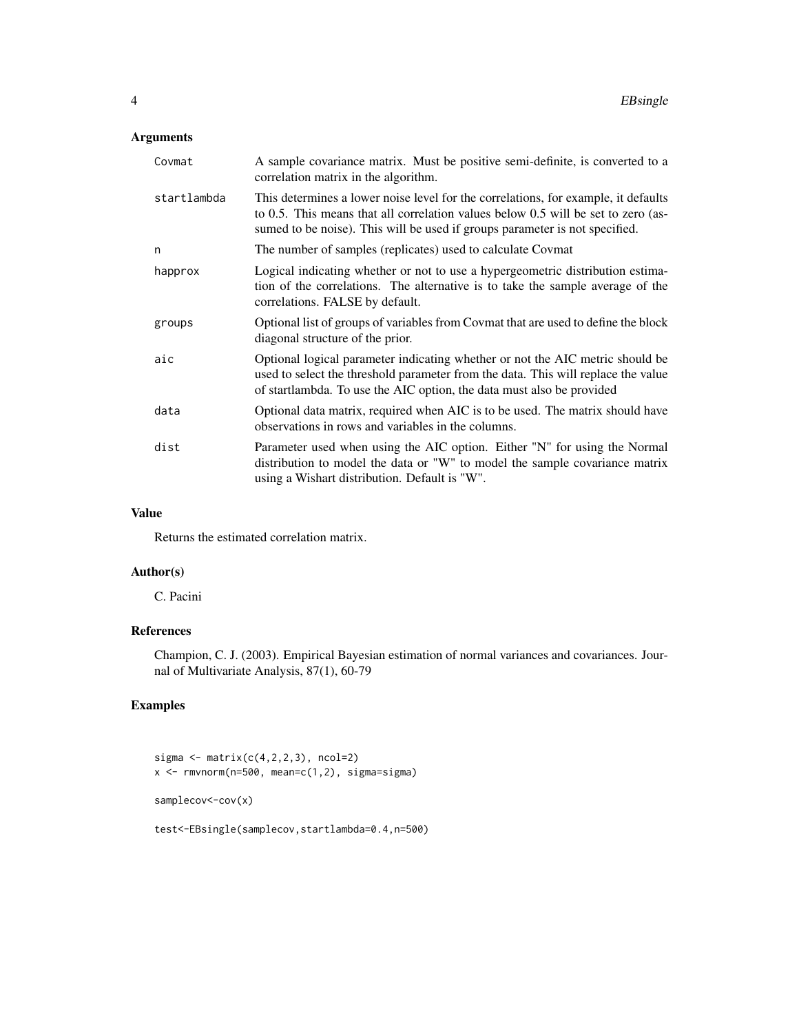## Arguments

| | |
|---|---|
| Covmat | A sample covariance matrix. Must be positive semi-definite, is converted to a correlation matrix in the algorithm. |
| startlambda | This determines a lower noise level for the correlations, for example, it defaults to 0.5. This means that all correlation values below 0.5 will be set to zero (assumed to be noise). This will be used if groups parameter is not specified. |
| n | The number of samples (replicates) used to calculate Covmat |
| happrox | Logical indicating whether or not to use a hypergeometric distribution estimation of the correlations. The alternative is to take the sample average of the correlations. FALSE by default. |
| groups | Optional list of groups of variables from Covmat that are used to define the block diagonal structure of the prior. |
| aic | Optional logical parameter indicating whether or not the AIC metric should be used to select the threshold parameter from the data. This will replace the value of startlambda. To use the AIC option, the data must also be provided |
| data | Optional data matrix, required when AIC is to be used. The matrix should have observations in rows and variables in the columns. |
| dist | Parameter used when using the AIC option. Either "N" for using the Normal distribution to model the data or "W" to model the sample covariance matrix using a Wishart distribution. Default is "W". |

## Value

Returns the estimated correlation matrix.

## Author(s)

C. Pacini

## References

Champion, C. J. (2003). Empirical Bayesian estimation of normal variances and covariances. Journal of Multivariate Analysis, 87(1), 60-79

## Examples

```
sigma <- matrix(c(4,2,2,3), ncol=2)
x <- rmvnorm(n=500, mean=c(1,2), sigma=sigma)

samplecov<-cov(x)

test<-EBsingle(samplecov,startlambda=0.4,n=500)
```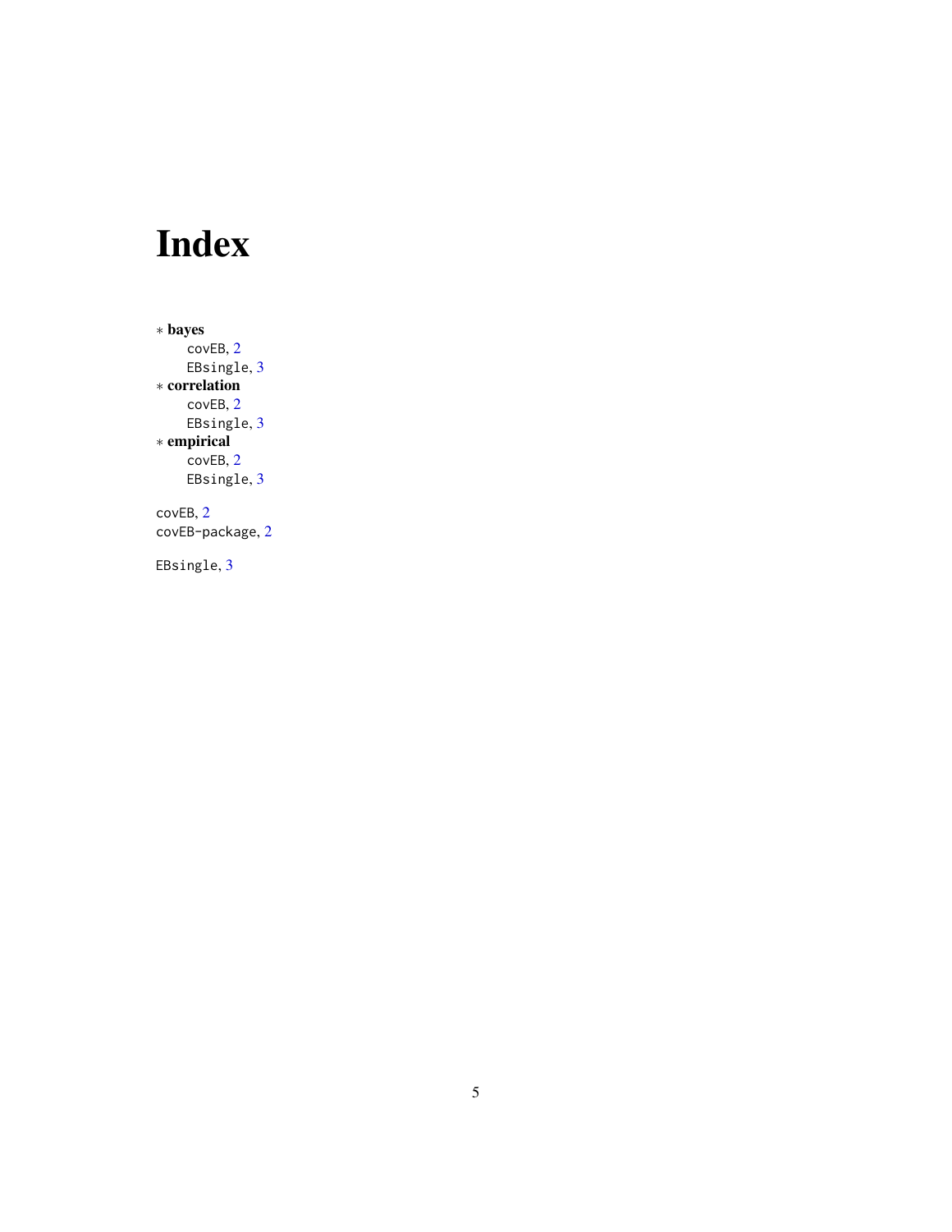# Index

∗ **bayes**
  covEB, 2
  EBsingle, 3

∗ **correlation**
  covEB, 2
  EBsingle, 3

∗ **empirical**
  covEB, 2
  EBsingle, 3

covEB, 2
covEB-package, 2

EBsingle, 3